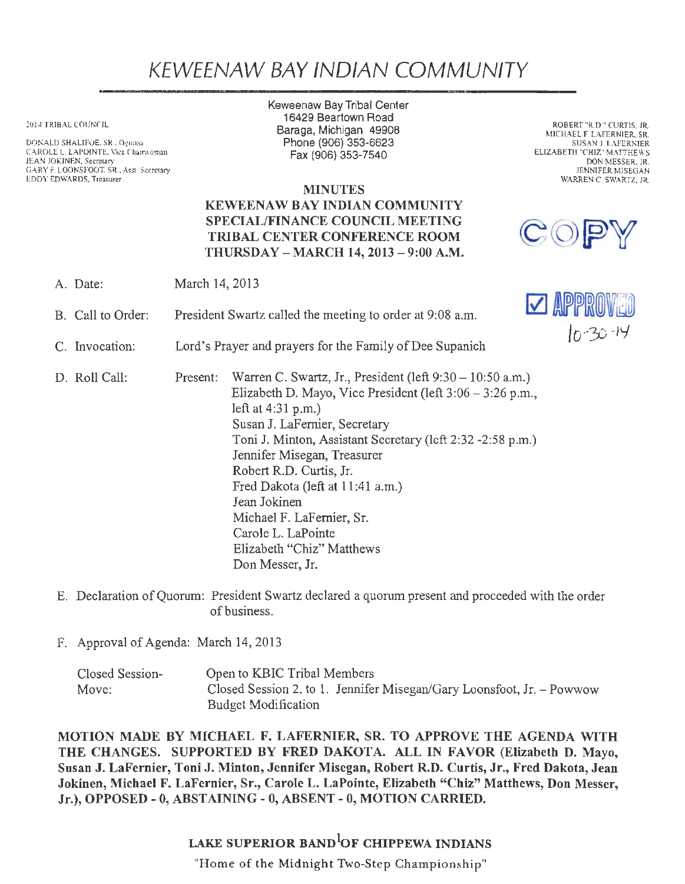# KEWEENAW BAY INDIAN COMMUNITY

2014 TRIBAL COUNCIL

DONALD SHALIFOE, SR., Ogimaa
CAROLE L. LAPOINTE, Vice Chairwoman
JEAN JOKINEN, Secretary
GARY F. LOONSFOOT, SR., Asst. Secretary
EDDY EDWARDS, Treasurer

Keweenaw Bay Tribal Center
16429 Beartown Road
Baraga, Michigan 49908
Phone (906) 353-6623
Fax (906) 353-7540

ROBERT "R.D." CURTIS, JR.
MICHAEL F. LAFERNIER, SR.
SUSAN J. LAFERNIER
ELIZABETH "CHIZ" MATTHEWS
DON MESSER, JR.
JENNIFER MISEGAN
WARREN C. SWARTZ, JR.

**MINUTES**
**KEWEENAW BAY INDIAN COMMUNITY**
**SPECIAL/FINANCE COUNCIL MEETING**
**TRIBAL CENTER CONFERENCE ROOM**
**THURSDAY – MARCH 14, 2013 – 9:00 A.M.**

COPY

APPROVED 10-30-14

A. Date: March 14, 2013

B. Call to Order: President Swartz called the meeting to order at 9:08 a.m.

C. Invocation: Lord's Prayer and prayers for the Family of Dee Supanich

D. Roll Call: Present:
Warren C. Swartz, Jr., President (left 9:30 – 10:50 a.m.)
Elizabeth D. Mayo, Vice President (left 3:06 – 3:26 p.m., left at 4:31 p.m.)
Susan J. LaFernier, Secretary
Toni J. Minton, Assistant Secretary (left 2:32 -2:58 p.m.)
Jennifer Misegan, Treasurer
Robert R.D. Curtis, Jr.
Fred Dakota (left at 11:41 a.m.)
Jean Jokinen
Michael F. LaFernier, Sr.
Carole L. LaPointe
Elizabeth "Chiz" Matthews
Don Messer, Jr.

E. Declaration of Quorum: President Swartz declared a quorum present and proceeded with the order of business.

F. Approval of Agenda: March 14, 2013

Closed Session- Open to KBIC Tribal Members
Move: Closed Session 2. to 1. Jennifer Misegan/Gary Loonsfoot, Jr. – Powwow Budget Modification

**MOTION MADE BY MICHAEL F. LAFERNIER, SR. TO APPROVE THE AGENDA WITH THE CHANGES. SUPPORTED BY FRED DAKOTA. ALL IN FAVOR (Elizabeth D. Mayo, Susan J. LaFernier, Toni J. Minton, Jennifer Misegan, Robert R.D. Curtis, Jr., Fred Dakota, Jean Jokinen, Michael F. LaFernier, Sr., Carole L. LaPointe, Elizabeth "Chiz" Matthews, Don Messer, Jr.), OPPOSED - 0, ABSTAINING - 0, ABSENT - 0, MOTION CARRIED.**

LAKE SUPERIOR BAND OF CHIPPEWA INDIANS
"Home of the Midnight Two-Step Championship"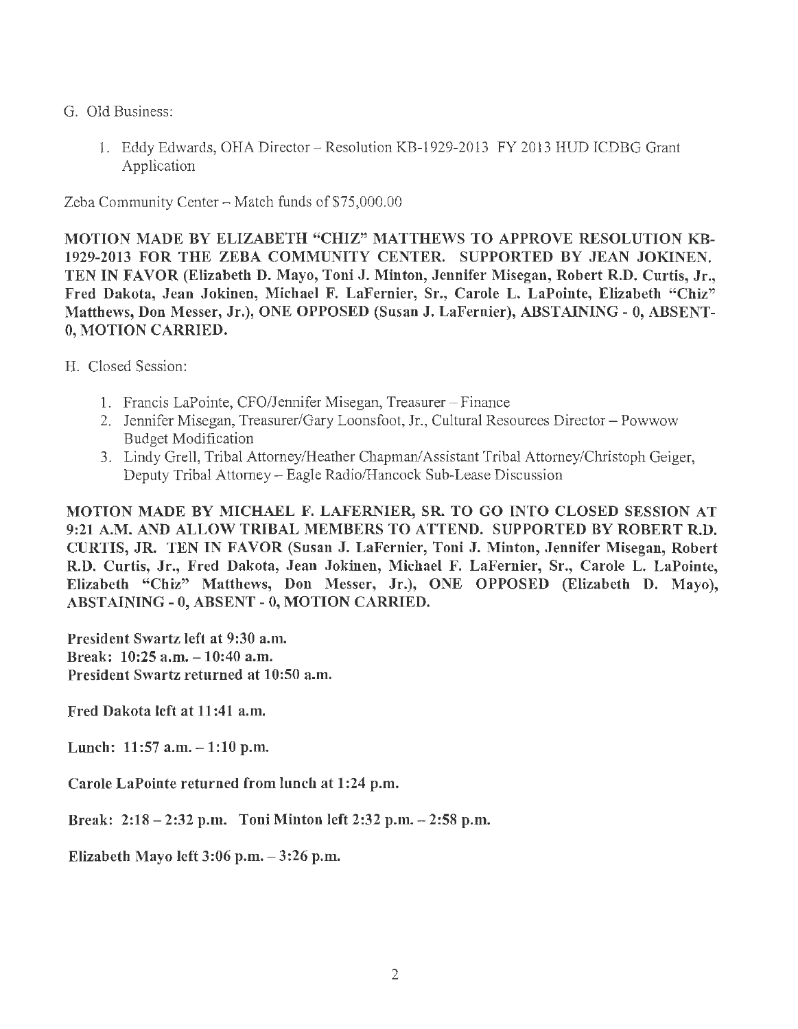G. Old Business:

1. Eddy Edwards, OHA Director – Resolution KB-1929-2013 FY 2013 HUD ICDBG Grant Application

Zeba Community Center – Match funds of $75,000.00

**MOTION MADE BY ELIZABETH "CHIZ" MATTHEWS TO APPROVE RESOLUTION KB-1929-2013 FOR THE ZEBA COMMUNITY CENTER. SUPPORTED BY JEAN JOKINEN. TEN IN FAVOR (Elizabeth D. Mayo, Toni J. Minton, Jennifer Misegan, Robert R.D. Curtis, Jr., Fred Dakota, Jean Jokinen, Michael F. LaFernier, Sr., Carole L. LaPointe, Elizabeth "Chiz" Matthews, Don Messer, Jr.), ONE OPPOSED (Susan J. LaFernier), ABSTAINING - 0, ABSENT-0, MOTION CARRIED.**

H. Closed Session:

1. Francis LaPointe, CFO/Jennifer Misegan, Treasurer – Finance
2. Jennifer Misegan, Treasurer/Gary Loonsfoot, Jr., Cultural Resources Director – Powwow Budget Modification
3. Lindy Grell, Tribal Attorney/Heather Chapman/Assistant Tribal Attorney/Christoph Geiger, Deputy Tribal Attorney – Eagle Radio/Hancock Sub-Lease Discussion

**MOTION MADE BY MICHAEL F. LAFERNIER, SR. TO GO INTO CLOSED SESSION AT 9:21 A.M. AND ALLOW TRIBAL MEMBERS TO ATTEND. SUPPORTED BY ROBERT R.D. CURTIS, JR. TEN IN FAVOR (Susan J. LaFernier, Toni J. Minton, Jennifer Misegan, Robert R.D. Curtis, Jr., Fred Dakota, Jean Jokinen, Michael F. LaFernier, Sr., Carole L. LaPointe, Elizabeth "Chiz" Matthews, Don Messer, Jr.), ONE OPPOSED (Elizabeth D. Mayo), ABSTAINING - 0, ABSENT - 0, MOTION CARRIED.**

**President Swartz left at 9:30 a.m.**
**Break: 10:25 a.m. – 10:40 a.m.**
**President Swartz returned at 10:50 a.m.**

**Fred Dakota left at 11:41 a.m.**

**Lunch: 11:57 a.m. – 1:10 p.m.**

**Carole LaPointe returned from lunch at 1:24 p.m.**

**Break: 2:18 – 2:32 p.m. Toni Minton left 2:32 p.m. – 2:58 p.m.**

**Elizabeth Mayo left 3:06 p.m. – 3:26 p.m.**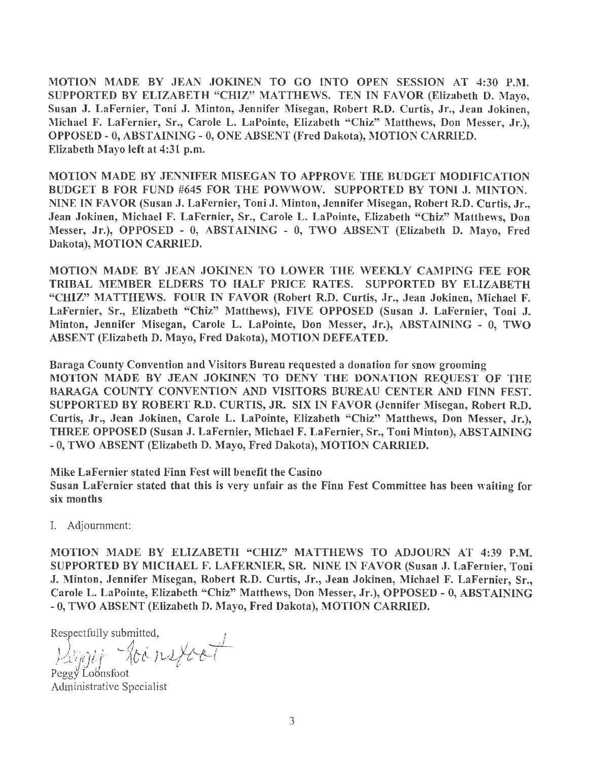**MOTION MADE BY JEAN JOKINEN TO GO INTO OPEN SESSION AT 4:30 P.M. SUPPORTED BY ELIZABETH "CHIZ" MATTHEWS. TEN IN FAVOR (Elizabeth D. Mayo, Susan J. LaFernier, Toni J. Minton, Jennifer Misegan, Robert R.D. Curtis, Jr., Jean Jokinen, Michael F. LaFernier, Sr., Carole L. LaPointe, Elizabeth "Chiz" Matthews, Don Messer, Jr.), OPPOSED - 0, ABSTAINING - 0, ONE ABSENT (Fred Dakota), MOTION CARRIED.**
**Elizabeth Mayo left at 4:31 p.m.**

**MOTION MADE BY JENNIFER MISEGAN TO APPROVE THE BUDGET MODIFICATION BUDGET B FOR FUND #645 FOR THE POWWOW. SUPPORTED BY TONI J. MINTON. NINE IN FAVOR (Susan J. LaFernier, Toni J. Minton, Jennifer Misegan, Robert R.D. Curtis, Jr., Jean Jokinen, Michael F. LaFernier, Sr., Carole L. LaPointe, Elizabeth "Chiz" Matthews, Don Messer, Jr.), OPPOSED - 0, ABSTAINING - 0, TWO ABSENT (Elizabeth D. Mayo, Fred Dakota), MOTION CARRIED.**

**MOTION MADE BY JEAN JOKINEN TO LOWER THE WEEKLY CAMPING FEE FOR TRIBAL MEMBER ELDERS TO HALF PRICE RATES. SUPPORTED BY ELIZABETH "CHIZ" MATTHEWS. FOUR IN FAVOR (Robert R.D. Curtis, Jr., Jean Jokinen, Michael F. LaFernier, Sr., Elizabeth "Chiz" Matthews), FIVE OPPOSED (Susan J. LaFernier, Toni J. Minton, Jennifer Misegan, Carole L. LaPointe, Don Messer, Jr.), ABSTAINING - 0, TWO ABSENT (Elizabeth D. Mayo, Fred Dakota), MOTION DEFEATED.**

**Baraga County Convention and Visitors Bureau requested a donation for snow grooming**
**MOTION MADE BY JEAN JOKINEN TO DENY THE DONATION REQUEST OF THE BARAGA COUNTY CONVENTION AND VISITORS BUREAU CENTER AND FINN FEST. SUPPORTED BY ROBERT R.D. CURTIS, JR. SIX IN FAVOR (Jennifer Misegan, Robert R.D. Curtis, Jr., Jean Jokinen, Carole L. LaPointe, Elizabeth "Chiz" Matthews, Don Messer, Jr.), THREE OPPOSED (Susan J. LaFernier, Michael F. LaFernier, Sr., Toni Minton), ABSTAINING - 0, TWO ABSENT (Elizabeth D. Mayo, Fred Dakota), MOTION CARRIED.**

**Mike LaFernier stated Finn Fest will benefit the Casino**
**Susan LaFernier stated that this is very unfair as the Finn Fest Committee has been waiting for six months**

I. Adjournment:

**MOTION MADE BY ELIZABETH "CHIZ" MATTHEWS TO ADJOURN AT 4:39 P.M. SUPPORTED BY MICHAEL F. LAFERNIER, SR. NINE IN FAVOR (Susan J. LaFernier, Toni J. Minton, Jennifer Misegan, Robert R.D. Curtis, Jr., Jean Jokinen, Michael F. LaFernier, Sr., Carole L. LaPointe, Elizabeth "Chiz" Matthews, Don Messer, Jr.), OPPOSED - 0, ABSTAINING - 0, TWO ABSENT (Elizabeth D. Mayo, Fred Dakota), MOTION CARRIED.**

Respectfully submitted,

Peggy Loonsfoot

Peggy Loonsfoot
Administrative Specialist